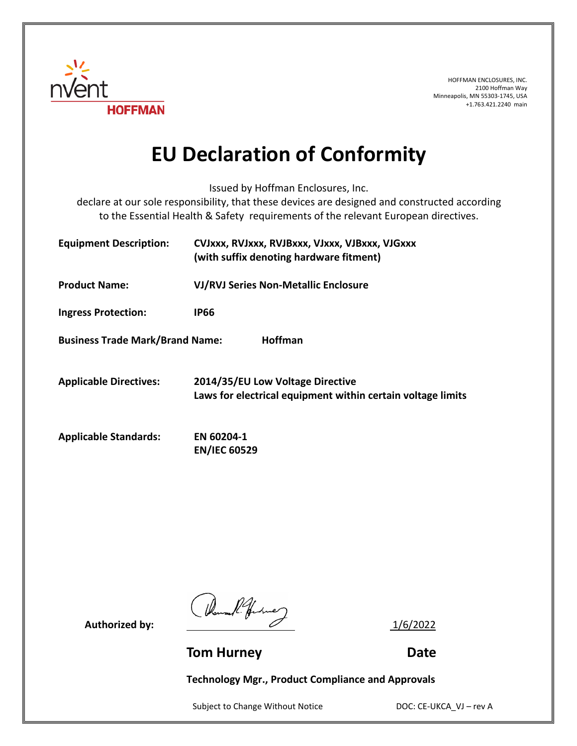nVent HOFFMAN

HOFFMAN ENCLOSURES, INC.
2100 Hoffman Way
Minneapolis, MN 55303-1745, USA
+1.763.421.2240 main

# EU Declaration of Conformity

Issued by Hoffman Enclosures, Inc.
declare at our sole responsibility, that these devices are designed and constructed according to the Essential Health & Safety requirements of the relevant European directives.

**Equipment Description:** **CVJxxx, RVJxxx, RVJBxxx, VJxxx, VJBxxx, VJGxxx (with suffix denoting hardware fitment)**

**Product Name:** **VJ/RVJ Series Non-Metallic Enclosure**

**Ingress Protection:** **IP66**

**Business Trade Mark/Brand Name:** **Hoffman**

**Applicable Directives:** **2014/35/EU Low Voltage Directive**
**Laws for electrical equipment within certain voltage limits**

**Applicable Standards:** **EN 60204-1**
**EN/IEC 60529**

**Authorized by:** 1/6/2022

**Tom Hurney** **Date**

**Technology Mgr., Product Compliance and Approvals**

Subject to Change Without Notice DOC: CE-UKCA_VJ – rev A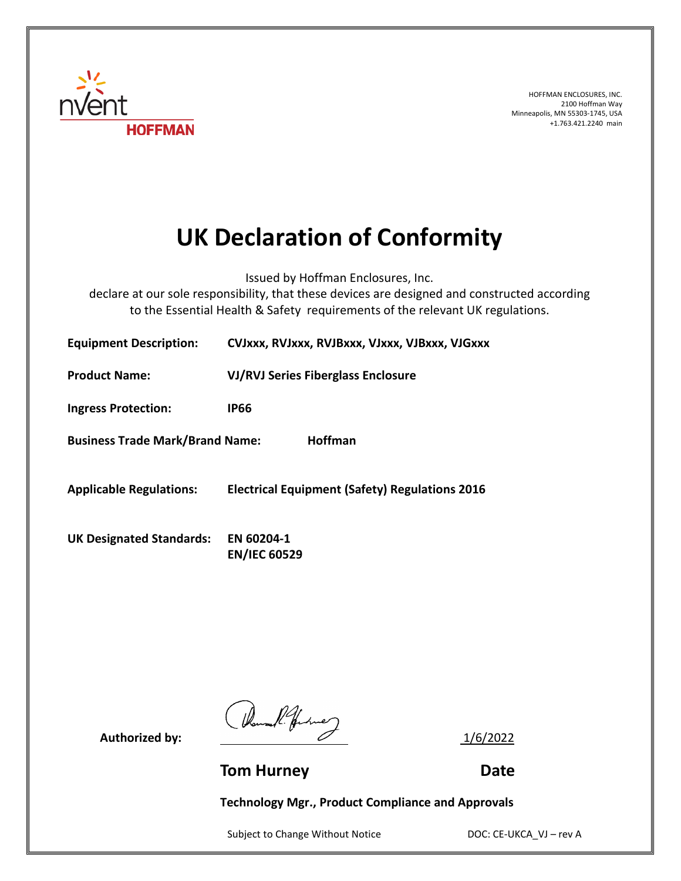HOFFMAN ENCLOSURES, INC.
2100 Hoffman Way
Minneapolis, MN 55303-1745, USA
+1.763.421.2240 main

# UK Declaration of Conformity

Issued by Hoffman Enclosures, Inc.
declare at our sole responsibility, that these devices are designed and constructed according to the Essential Health & Safety requirements of the relevant UK regulations.

**Equipment Description:** **CVJxxx, RVJxxx, RVJBxxx, VJxxx, VJBxxx, VJGxxx**

**Product Name:** **VJ/RVJ Series Fiberglass Enclosure**

**Ingress Protection:** **IP66**

**Business Trade Mark/Brand Name:** **Hoffman**

**Applicable Regulations:** **Electrical Equipment (Safety) Regulations 2016**

**UK Designated Standards:** **EN 60204-1**
**EN/IEC 60529**

**Authorized by:** 1/6/2022

**Tom Hurney** **Date**

**Technology Mgr., Product Compliance and Approvals**

Subject to Change Without Notice DOC: CE-UKCA_VJ – rev A